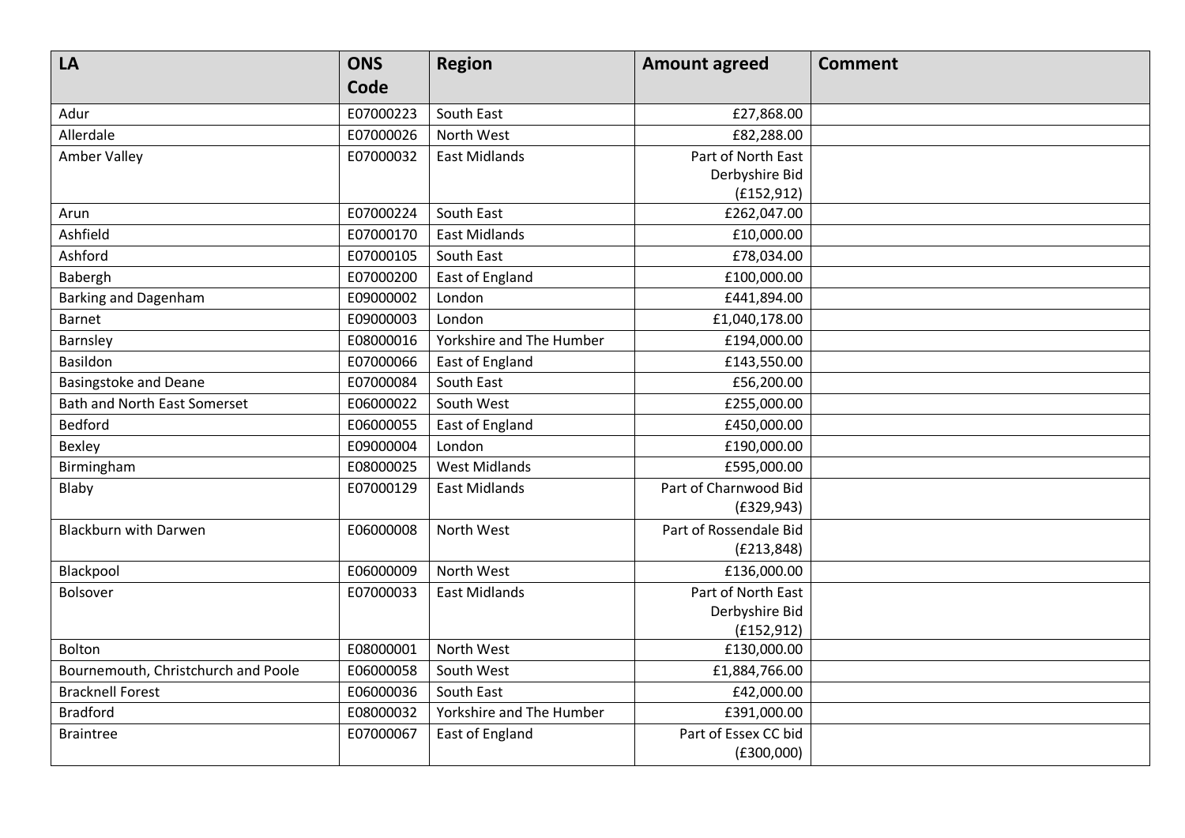| LA | ONS Code | Region | Amount agreed | Comment |
|---|---|---|---|---|
| Adur | E07000223 | South East | £27,868.00 | |
| Allerdale | E07000026 | North West | £82,288.00 | |
| Amber Valley | E07000032 | East Midlands | Part of North East Derbyshire Bid (£152,912) | |
| Arun | E07000224 | South East | £262,047.00 | |
| Ashfield | E07000170 | East Midlands | £10,000.00 | |
| Ashford | E07000105 | South East | £78,034.00 | |
| Babergh | E07000200 | East of England | £100,000.00 | |
| Barking and Dagenham | E09000002 | London | £441,894.00 | |
| Barnet | E09000003 | London | £1,040,178.00 | |
| Barnsley | E08000016 | Yorkshire and The Humber | £194,000.00 | |
| Basildon | E07000066 | East of England | £143,550.00 | |
| Basingstoke and Deane | E07000084 | South East | £56,200.00 | |
| Bath and North East Somerset | E06000022 | South West | £255,000.00 | |
| Bedford | E06000055 | East of England | £450,000.00 | |
| Bexley | E09000004 | London | £190,000.00 | |
| Birmingham | E08000025 | West Midlands | £595,000.00 | |
| Blaby | E07000129 | East Midlands | Part of Charnwood Bid (£329,943) | |
| Blackburn with Darwen | E06000008 | North West | Part of Rossendale Bid (£213,848) | |
| Blackpool | E06000009 | North West | £136,000.00 | |
| Bolsover | E07000033 | East Midlands | Part of North East Derbyshire Bid (£152,912) | |
| Bolton | E08000001 | North West | £130,000.00 | |
| Bournemouth, Christchurch and Poole | E06000058 | South West | £1,884,766.00 | |
| Bracknell Forest | E06000036 | South East | £42,000.00 | |
| Bradford | E08000032 | Yorkshire and The Humber | £391,000.00 | |
| Braintree | E07000067 | East of England | Part of Essex CC bid (£300,000) | |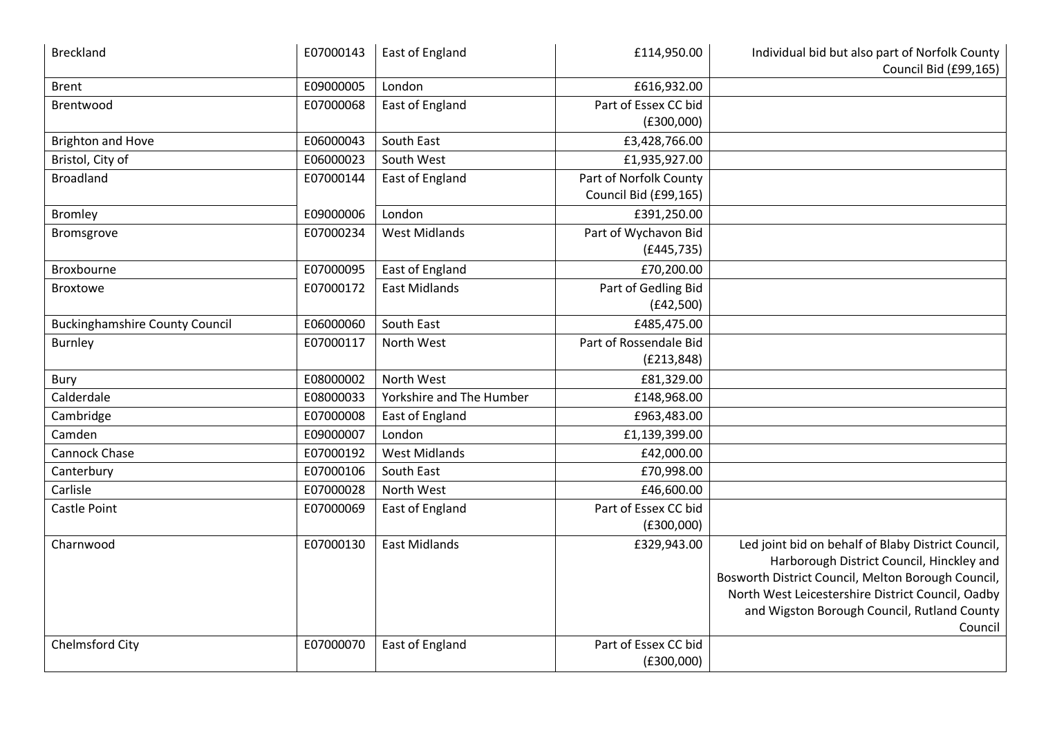| | | | | |
|---|---|---|---|---|
| Breckland | E07000143 | East of England | £114,950.00 | Individual bid but also part of Norfolk County Council Bid (£99,165) |
| Brent | E09000005 | London | £616,932.00 | |
| Brentwood | E07000068 | East of England | Part of Essex CC bid (£300,000) | |
| Brighton and Hove | E06000043 | South East | £3,428,766.00 | |
| Bristol, City of | E06000023 | South West | £1,935,927.00 | |
| Broadland | E07000144 | East of England | Part of Norfolk County Council Bid (£99,165) | |
| Bromley | E09000006 | London | £391,250.00 | |
| Bromsgrove | E07000234 | West Midlands | Part of Wychavon Bid (£445,735) | |
| Broxbourne | E07000095 | East of England | £70,200.00 | |
| Broxtowe | E07000172 | East Midlands | Part of Gedling Bid (£42,500) | |
| Buckinghamshire County Council | E06000060 | South East | £485,475.00 | |
| Burnley | E07000117 | North West | Part of Rossendale Bid (£213,848) | |
| Bury | E08000002 | North West | £81,329.00 | |
| Calderdale | E08000033 | Yorkshire and The Humber | £148,968.00 | |
| Cambridge | E07000008 | East of England | £963,483.00 | |
| Camden | E09000007 | London | £1,139,399.00 | |
| Cannock Chase | E07000192 | West Midlands | £42,000.00 | |
| Canterbury | E07000106 | South East | £70,998.00 | |
| Carlisle | E07000028 | North West | £46,600.00 | |
| Castle Point | E07000069 | East of England | Part of Essex CC bid (£300,000) | |
| Charnwood | E07000130 | East Midlands | £329,943.00 | Led joint bid on behalf of Blaby District Council, Harborough District Council, Hinckley and Bosworth District Council, Melton Borough Council, North West Leicestershire District Council, Oadby and Wigston Borough Council, Rutland County Council |
| Chelmsford City | E07000070 | East of England | Part of Essex CC bid (£300,000) | |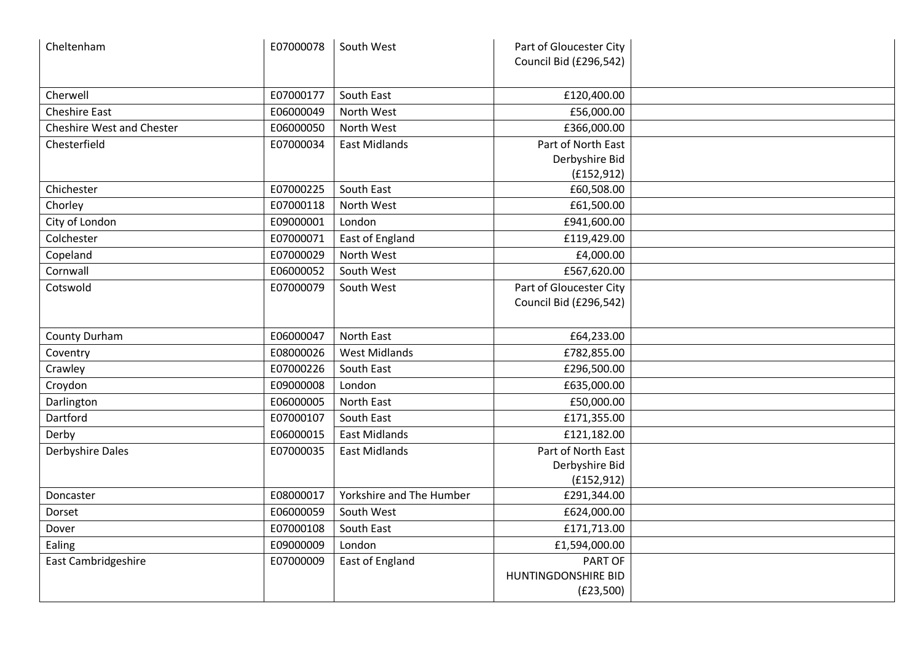| Cheltenham | E07000078 | South West | Part of Gloucester City Council Bid (£296,542) | |
|---|---|---|---|---|
| Cherwell | E07000177 | South East | £120,400.00 | |
| Cheshire East | E06000049 | North West | £56,000.00 | |
| Cheshire West and Chester | E06000050 | North West | £366,000.00 | |
| Chesterfield | E07000034 | East Midlands | Part of North East Derbyshire Bid (£152,912) | |
| Chichester | E07000225 | South East | £60,508.00 | |
| Chorley | E07000118 | North West | £61,500.00 | |
| City of London | E09000001 | London | £941,600.00 | |
| Colchester | E07000071 | East of England | £119,429.00 | |
| Copeland | E07000029 | North West | £4,000.00 | |
| Cornwall | E06000052 | South West | £567,620.00 | |
| Cotswold | E07000079 | South West | Part of Gloucester City Council Bid (£296,542) | |
| County Durham | E06000047 | North East | £64,233.00 | |
| Coventry | E08000026 | West Midlands | £782,855.00 | |
| Crawley | E07000226 | South East | £296,500.00 | |
| Croydon | E09000008 | London | £635,000.00 | |
| Darlington | E06000005 | North East | £50,000.00 | |
| Dartford | E07000107 | South East | £171,355.00 | |
| Derby | E06000015 | East Midlands | £121,182.00 | |
| Derbyshire Dales | E07000035 | East Midlands | Part of North East Derbyshire Bid (£152,912) | |
| Doncaster | E08000017 | Yorkshire and The Humber | £291,344.00 | |
| Dorset | E06000059 | South West | £624,000.00 | |
| Dover | E07000108 | South East | £171,713.00 | |
| Ealing | E09000009 | London | £1,594,000.00 | |
| East Cambridgeshire | E07000009 | East of England | PART OF HUNTINGDONSHIRE BID (£23,500) | |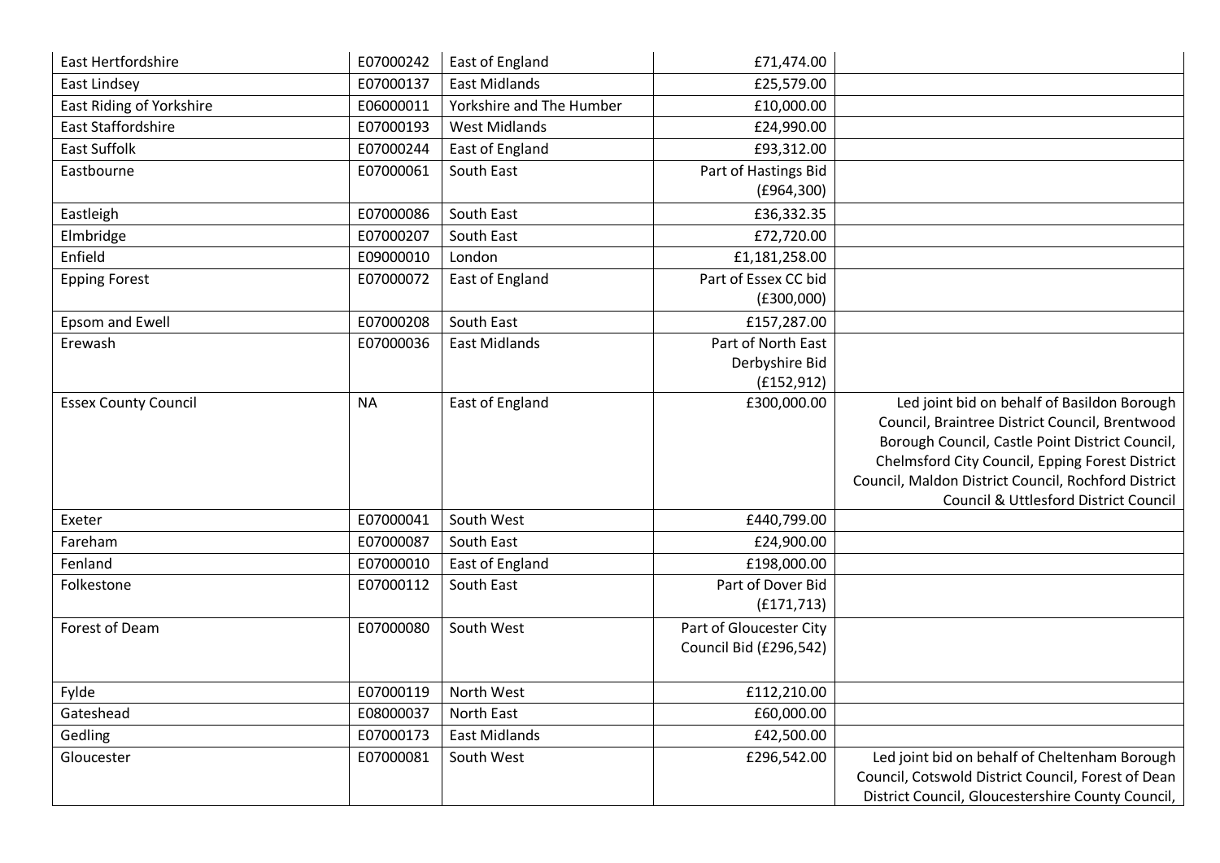| | | | | |
|---|---|---|---|---|
| East Hertfordshire | E07000242 | East of England | £71,474.00 | |
| East Lindsey | E07000137 | East Midlands | £25,579.00 | |
| East Riding of Yorkshire | E06000011 | Yorkshire and The Humber | £10,000.00 | |
| East Staffordshire | E07000193 | West Midlands | £24,990.00 | |
| East Suffolk | E07000244 | East of England | £93,312.00 | |
| Eastbourne | E07000061 | South East | Part of Hastings Bid (£964,300) | |
| Eastleigh | E07000086 | South East | £36,332.35 | |
| Elmbridge | E07000207 | South East | £72,720.00 | |
| Enfield | E09000010 | London | £1,181,258.00 | |
| Epping Forest | E07000072 | East of England | Part of Essex CC bid (£300,000) | |
| Epsom and Ewell | E07000208 | South East | £157,287.00 | |
| Erewash | E07000036 | East Midlands | Part of North East Derbyshire Bid (£152,912) | |
| Essex County Council | NA | East of England | £300,000.00 | Led joint bid on behalf of Basildon Borough Council, Braintree District Council, Brentwood Borough Council, Castle Point District Council, Chelmsford City Council, Epping Forest District Council, Maldon District Council, Rochford District Council & Uttlesford District Council |
| Exeter | E07000041 | South West | £440,799.00 | |
| Fareham | E07000087 | South East | £24,900.00 | |
| Fenland | E07000010 | East of England | £198,000.00 | |
| Folkestone | E07000112 | South East | Part of Dover Bid (£171,713) | |
| Forest of Deam | E07000080 | South West | Part of Gloucester City Council Bid (£296,542) | |
| Fylde | E07000119 | North West | £112,210.00 | |
| Gateshead | E08000037 | North East | £60,000.00 | |
| Gedling | E07000173 | East Midlands | £42,500.00 | |
| Gloucester | E07000081 | South West | £296,542.00 | Led joint bid on behalf of Cheltenham Borough Council, Cotswold District Council, Forest of Dean District Council, Gloucestershire County Council, |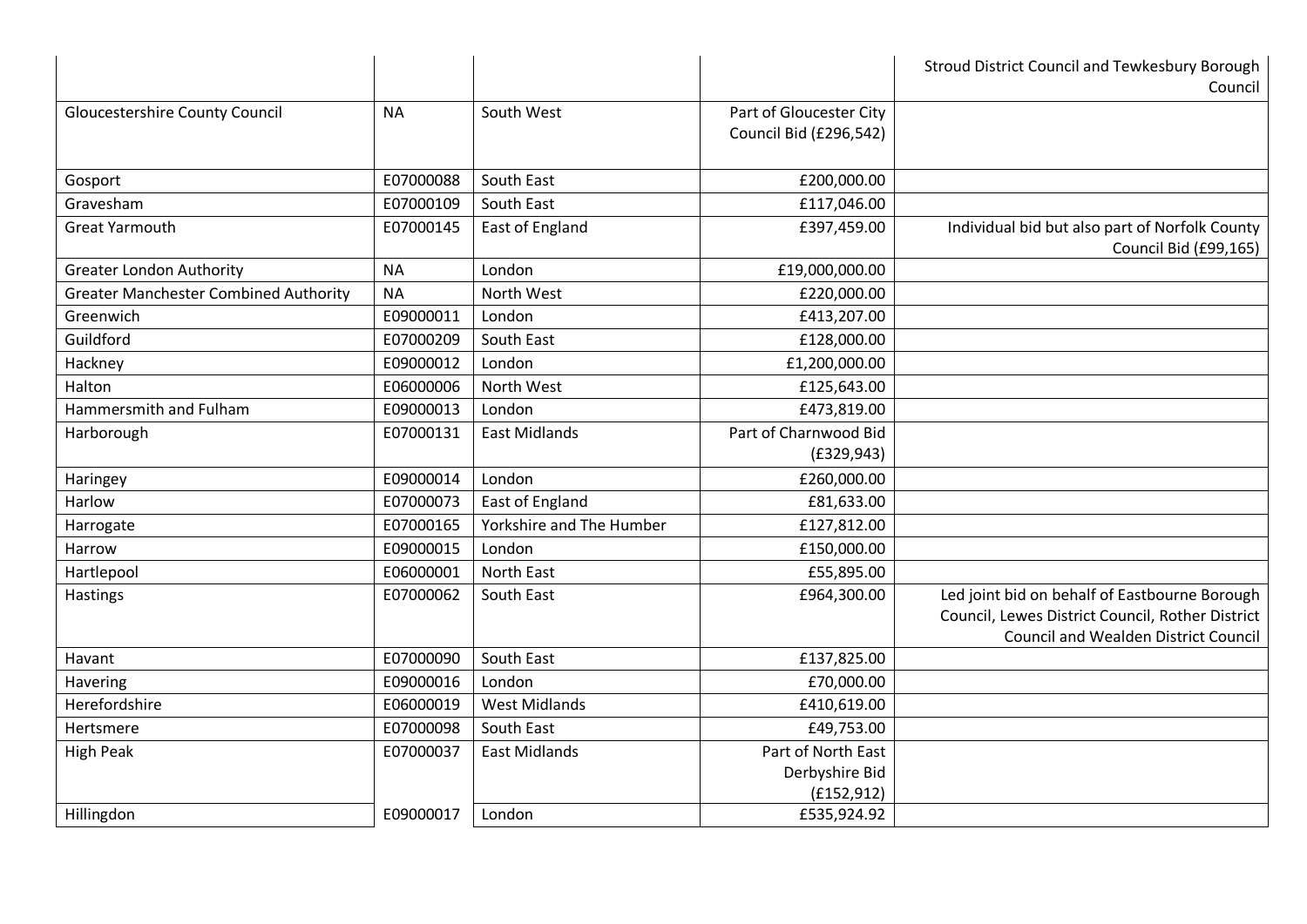| | | | | Stroud District Council and Tewkesbury Borough Council |
|---|---|---|---|---|
| Gloucestershire County Council | NA | South West | Part of Gloucester City Council Bid (£296,542) | |
| Gosport | E07000088 | South East | £200,000.00 | |
| Gravesham | E07000109 | South East | £117,046.00 | |
| Great Yarmouth | E07000145 | East of England | £397,459.00 | Individual bid but also part of Norfolk County Council Bid (£99,165) |
| Greater London Authority | NA | London | £19,000,000.00 | |
| Greater Manchester Combined Authority | NA | North West | £220,000.00 | |
| Greenwich | E09000011 | London | £413,207.00 | |
| Guildford | E07000209 | South East | £128,000.00 | |
| Hackney | E09000012 | London | £1,200,000.00 | |
| Halton | E06000006 | North West | £125,643.00 | |
| Hammersmith and Fulham | E09000013 | London | £473,819.00 | |
| Harborough | E07000131 | East Midlands | Part of Charnwood Bid (£329,943) | |
| Haringey | E09000014 | London | £260,000.00 | |
| Harlow | E07000073 | East of England | £81,633.00 | |
| Harrogate | E07000165 | Yorkshire and The Humber | £127,812.00 | |
| Harrow | E09000015 | London | £150,000.00 | |
| Hartlepool | E06000001 | North East | £55,895.00 | |
| Hastings | E07000062 | South East | £964,300.00 | Led joint bid on behalf of Eastbourne Borough Council, Lewes District Council, Rother District Council and Wealden District Council |
| Havant | E07000090 | South East | £137,825.00 | |
| Havering | E09000016 | London | £70,000.00 | |
| Herefordshire | E06000019 | West Midlands | £410,619.00 | |
| Hertsmere | E07000098 | South East | £49,753.00 | |
| High Peak | E07000037 | East Midlands | Part of North East Derbyshire Bid (£152,912) | |
| Hillingdon | E09000017 | London | £535,924.92 | |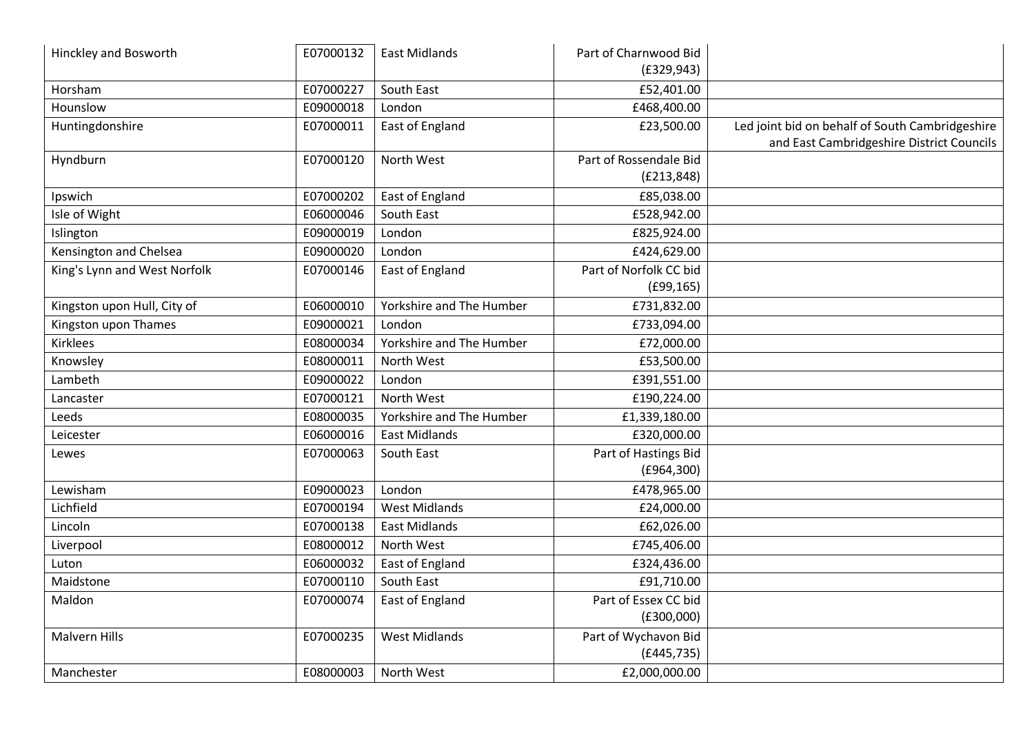| | | | | |
|---|---|---|---|---|
| Hinckley and Bosworth | E07000132 | East Midlands | Part of Charnwood Bid (£329,943) | |
| Horsham | E07000227 | South East | £52,401.00 | |
| Hounslow | E09000018 | London | £468,400.00 | |
| Huntingdonshire | E07000011 | East of England | £23,500.00 | Led joint bid on behalf of South Cambridgeshire and East Cambridgeshire District Councils |
| Hyndburn | E07000120 | North West | Part of Rossendale Bid (£213,848) | |
| Ipswich | E07000202 | East of England | £85,038.00 | |
| Isle of Wight | E06000046 | South East | £528,942.00 | |
| Islington | E09000019 | London | £825,924.00 | |
| Kensington and Chelsea | E09000020 | London | £424,629.00 | |
| King's Lynn and West Norfolk | E07000146 | East of England | Part of Norfolk CC bid (£99,165) | |
| Kingston upon Hull, City of | E06000010 | Yorkshire and The Humber | £731,832.00 | |
| Kingston upon Thames | E09000021 | London | £733,094.00 | |
| Kirklees | E08000034 | Yorkshire and The Humber | £72,000.00 | |
| Knowsley | E08000011 | North West | £53,500.00 | |
| Lambeth | E09000022 | London | £391,551.00 | |
| Lancaster | E07000121 | North West | £190,224.00 | |
| Leeds | E08000035 | Yorkshire and The Humber | £1,339,180.00 | |
| Leicester | E06000016 | East Midlands | £320,000.00 | |
| Lewes | E07000063 | South East | Part of Hastings Bid (£964,300) | |
| Lewisham | E09000023 | London | £478,965.00 | |
| Lichfield | E07000194 | West Midlands | £24,000.00 | |
| Lincoln | E07000138 | East Midlands | £62,026.00 | |
| Liverpool | E08000012 | North West | £745,406.00 | |
| Luton | E06000032 | East of England | £324,436.00 | |
| Maidstone | E07000110 | South East | £91,710.00 | |
| Maldon | E07000074 | East of England | Part of Essex CC bid (£300,000) | |
| Malvern Hills | E07000235 | West Midlands | Part of Wychavon Bid (£445,735) | |
| Manchester | E08000003 | North West | £2,000,000.00 | |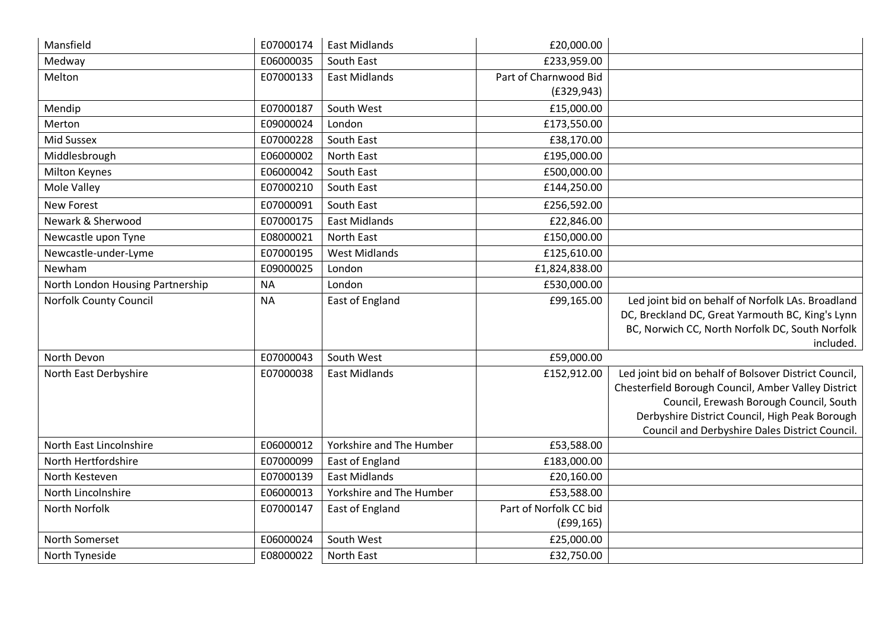| | | | | |
|---|---|---|---|---|
| Mansfield | E07000174 | East Midlands | £20,000.00 | |
| Medway | E06000035 | South East | £233,959.00 | |
| Melton | E07000133 | East Midlands | Part of Charnwood Bid (£329,943) | |
| Mendip | E07000187 | South West | £15,000.00 | |
| Merton | E09000024 | London | £173,550.00 | |
| Mid Sussex | E07000228 | South East | £38,170.00 | |
| Middlesbrough | E06000002 | North East | £195,000.00 | |
| Milton Keynes | E06000042 | South East | £500,000.00 | |
| Mole Valley | E07000210 | South East | £144,250.00 | |
| New Forest | E07000091 | South East | £256,592.00 | |
| Newark & Sherwood | E07000175 | East Midlands | £22,846.00 | |
| Newcastle upon Tyne | E08000021 | North East | £150,000.00 | |
| Newcastle-under-Lyme | E07000195 | West Midlands | £125,610.00 | |
| Newham | E09000025 | London | £1,824,838.00 | |
| North London Housing Partnership | NA | London | £530,000.00 | |
| Norfolk County Council | NA | East of England | £99,165.00 | Led joint bid on behalf of Norfolk LAs. Broadland DC, Breckland DC, Great Yarmouth BC, King's Lynn BC, Norwich CC, North Norfolk DC, South Norfolk included. |
| North Devon | E07000043 | South West | £59,000.00 | |
| North East Derbyshire | E07000038 | East Midlands | £152,912.00 | Led joint bid on behalf of Bolsover District Council, Chesterfield Borough Council, Amber Valley District Council, Erewash Borough Council, South Derbyshire District Council, High Peak Borough Council and Derbyshire Dales District Council. |
| North East Lincolnshire | E06000012 | Yorkshire and The Humber | £53,588.00 | |
| North Hertfordshire | E07000099 | East of England | £183,000.00 | |
| North Kesteven | E07000139 | East Midlands | £20,160.00 | |
| North Lincolnshire | E06000013 | Yorkshire and The Humber | £53,588.00 | |
| North Norfolk | E07000147 | East of England | Part of Norfolk CC bid (£99,165) | |
| North Somerset | E06000024 | South West | £25,000.00 | |
| North Tyneside | E08000022 | North East | £32,750.00 | |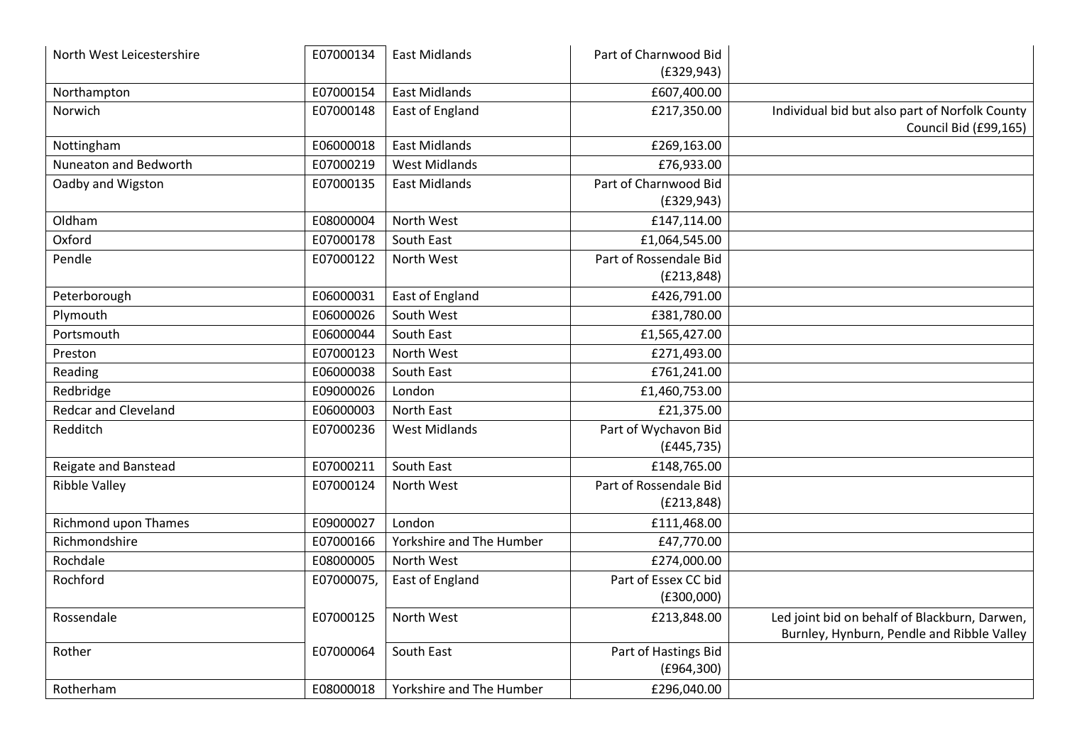| North West Leicestershire | E07000134 | East Midlands | Part of Charnwood Bid (£329,943) | |
|---|---|---|---|---|
| Northampton | E07000154 | East Midlands | £607,400.00 | |
| Norwich | E07000148 | East of England | £217,350.00 | Individual bid but also part of Norfolk County Council Bid (£99,165) |
| Nottingham | E06000018 | East Midlands | £269,163.00 | |
| Nuneaton and Bedworth | E07000219 | West Midlands | £76,933.00 | |
| Oadby and Wigston | E07000135 | East Midlands | Part of Charnwood Bid (£329,943) | |
| Oldham | E08000004 | North West | £147,114.00 | |
| Oxford | E07000178 | South East | £1,064,545.00 | |
| Pendle | E07000122 | North West | Part of Rossendale Bid (£213,848) | |
| Peterborough | E06000031 | East of England | £426,791.00 | |
| Plymouth | E06000026 | South West | £381,780.00 | |
| Portsmouth | E06000044 | South East | £1,565,427.00 | |
| Preston | E07000123 | North West | £271,493.00 | |
| Reading | E06000038 | South East | £761,241.00 | |
| Redbridge | E09000026 | London | £1,460,753.00 | |
| Redcar and Cleveland | E06000003 | North East | £21,375.00 | |
| Redditch | E07000236 | West Midlands | Part of Wychavon Bid (£445,735) | |
| Reigate and Banstead | E07000211 | South East | £148,765.00 | |
| Ribble Valley | E07000124 | North West | Part of Rossendale Bid (£213,848) | |
| Richmond upon Thames | E09000027 | London | £111,468.00 | |
| Richmondshire | E07000166 | Yorkshire and The Humber | £47,770.00 | |
| Rochdale | E08000005 | North West | £274,000.00 | |
| Rochford | E07000075, | East of England | Part of Essex CC bid (£300,000) | |
| Rossendale | E07000125 | North West | £213,848.00 | Led joint bid on behalf of Blackburn, Darwen, Burnley, Hynburn, Pendle and Ribble Valley |
| Rother | E07000064 | South East | Part of Hastings Bid (£964,300) | |
| Rotherham | E08000018 | Yorkshire and The Humber | £296,040.00 | |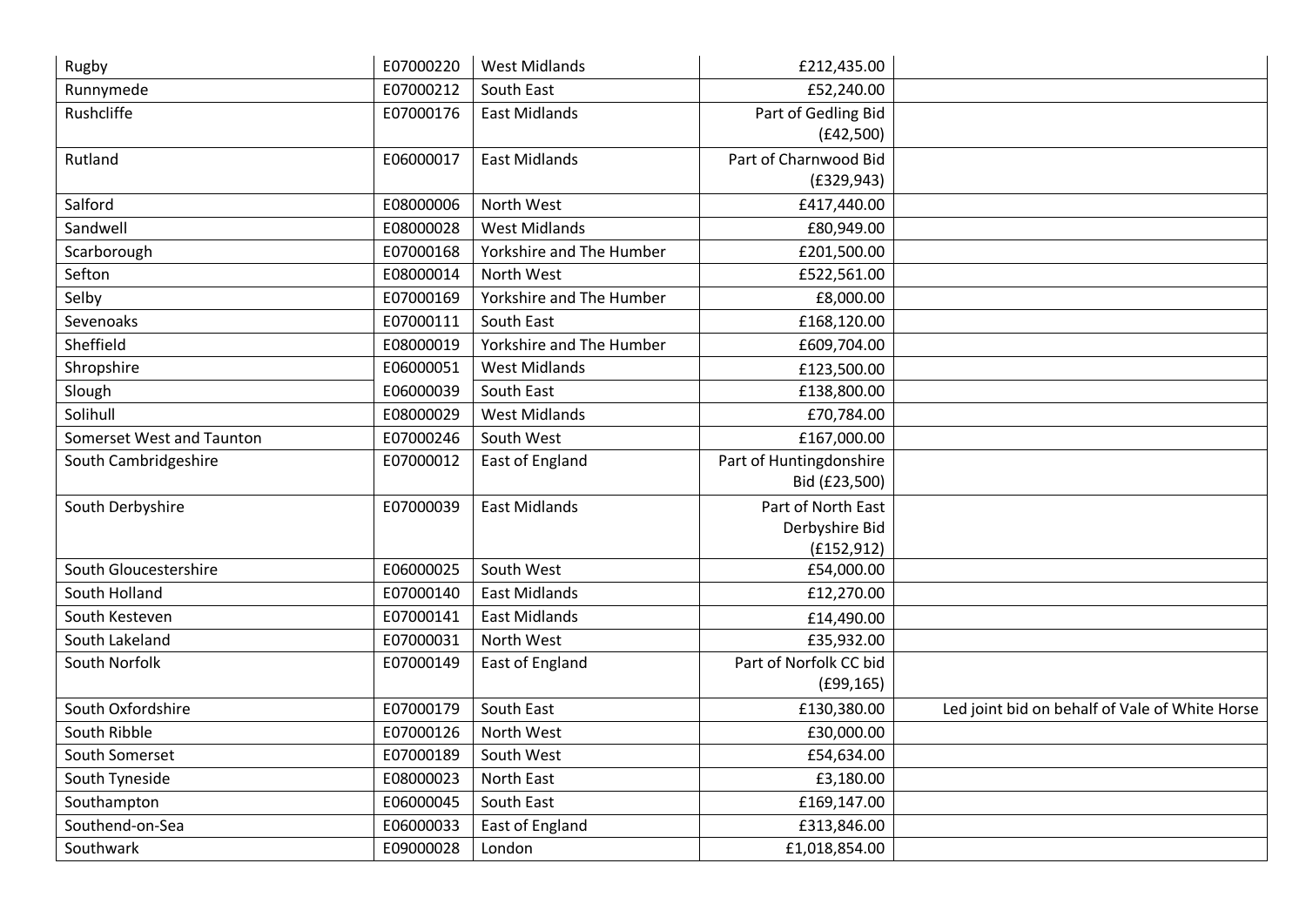| | | | | |
|---|---|---|---|---|
| Rugby | E07000220 | West Midlands | £212,435.00 | |
| Runnymede | E07000212 | South East | £52,240.00 | |
| Rushcliffe | E07000176 | East Midlands | Part of Gedling Bid (£42,500) | |
| Rutland | E06000017 | East Midlands | Part of Charnwood Bid (£329,943) | |
| Salford | E08000006 | North West | £417,440.00 | |
| Sandwell | E08000028 | West Midlands | £80,949.00 | |
| Scarborough | E07000168 | Yorkshire and The Humber | £201,500.00 | |
| Sefton | E08000014 | North West | £522,561.00 | |
| Selby | E07000169 | Yorkshire and The Humber | £8,000.00 | |
| Sevenoaks | E07000111 | South East | £168,120.00 | |
| Sheffield | E08000019 | Yorkshire and The Humber | £609,704.00 | |
| Shropshire | E06000051 | West Midlands | £123,500.00 | |
| Slough | E06000039 | South East | £138,800.00 | |
| Solihull | E08000029 | West Midlands | £70,784.00 | |
| Somerset West and Taunton | E07000246 | South West | £167,000.00 | |
| South Cambridgeshire | E07000012 | East of England | Part of Huntingdonshire Bid (£23,500) | |
| South Derbyshire | E07000039 | East Midlands | Part of North East Derbyshire Bid (£152,912) | |
| South Gloucestershire | E06000025 | South West | £54,000.00 | |
| South Holland | E07000140 | East Midlands | £12,270.00 | |
| South Kesteven | E07000141 | East Midlands | £14,490.00 | |
| South Lakeland | E07000031 | North West | £35,932.00 | |
| South Norfolk | E07000149 | East of England | Part of Norfolk CC bid (£99,165) | |
| South Oxfordshire | E07000179 | South East | £130,380.00 | Led joint bid on behalf of Vale of White Horse |
| South Ribble | E07000126 | North West | £30,000.00 | |
| South Somerset | E07000189 | South West | £54,634.00 | |
| South Tyneside | E08000023 | North East | £3,180.00 | |
| Southampton | E06000045 | South East | £169,147.00 | |
| Southend-on-Sea | E06000033 | East of England | £313,846.00 | |
| Southwark | E09000028 | London | £1,018,854.00 | |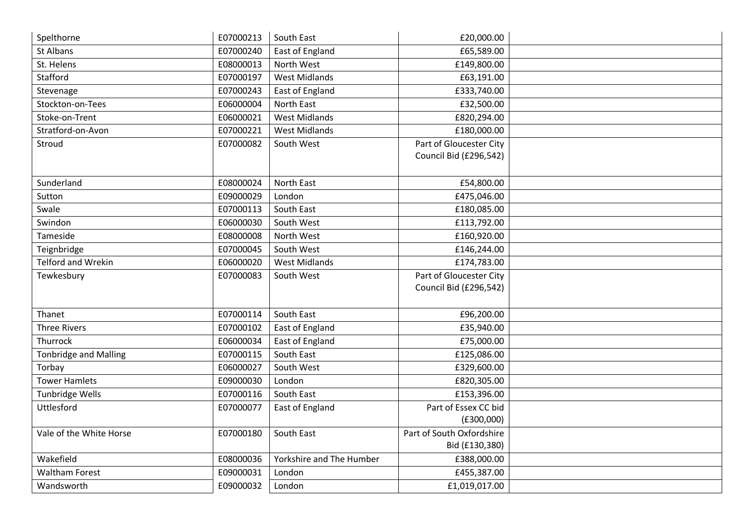| | | | | |
|---|---|---|---|---|
| Spelthorne | E07000213 | South East | £20,000.00 | |
| St Albans | E07000240 | East of England | £65,589.00 | |
| St. Helens | E08000013 | North West | £149,800.00 | |
| Stafford | E07000197 | West Midlands | £63,191.00 | |
| Stevenage | E07000243 | East of England | £333,740.00 | |
| Stockton-on-Tees | E06000004 | North East | £32,500.00 | |
| Stoke-on-Trent | E06000021 | West Midlands | £820,294.00 | |
| Stratford-on-Avon | E07000221 | West Midlands | £180,000.00 | |
| Stroud | E07000082 | South West | Part of Gloucester City Council Bid (£296,542) | |
| Sunderland | E08000024 | North East | £54,800.00 | |
| Sutton | E09000029 | London | £475,046.00 | |
| Swale | E07000113 | South East | £180,085.00 | |
| Swindon | E06000030 | South West | £113,792.00 | |
| Tameside | E08000008 | North West | £160,920.00 | |
| Teignbridge | E07000045 | South West | £146,244.00 | |
| Telford and Wrekin | E06000020 | West Midlands | £174,783.00 | |
| Tewkesbury | E07000083 | South West | Part of Gloucester City Council Bid (£296,542) | |
| Thanet | E07000114 | South East | £96,200.00 | |
| Three Rivers | E07000102 | East of England | £35,940.00 | |
| Thurrock | E06000034 | East of England | £75,000.00 | |
| Tonbridge and Malling | E07000115 | South East | £125,086.00 | |
| Torbay | E06000027 | South West | £329,600.00 | |
| Tower Hamlets | E09000030 | London | £820,305.00 | |
| Tunbridge Wells | E07000116 | South East | £153,396.00 | |
| Uttlesford | E07000077 | East of England | Part of Essex CC bid (£300,000) | |
| Vale of the White Horse | E07000180 | South East | Part of South Oxfordshire Bid (£130,380) | |
| Wakefield | E08000036 | Yorkshire and The Humber | £388,000.00 | |
| Waltham Forest | E09000031 | London | £455,387.00 | |
| Wandsworth | E09000032 | London | £1,019,017.00 | |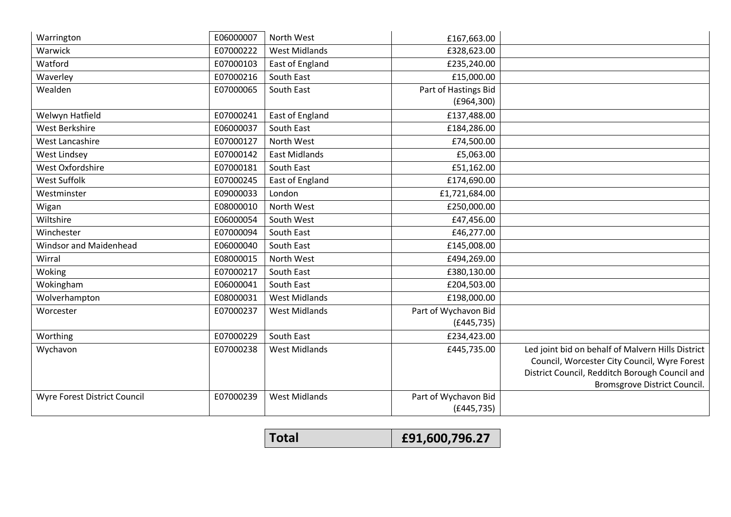| | | | | |
|---|---|---|---|---|
| Warrington | E06000007 | North West | £167,663.00 | |
| Warwick | E07000222 | West Midlands | £328,623.00 | |
| Watford | E07000103 | East of England | £235,240.00 | |
| Waverley | E07000216 | South East | £15,000.00 | |
| Wealden | E07000065 | South East | Part of Hastings Bid (£964,300) | |
| Welwyn Hatfield | E07000241 | East of England | £137,488.00 | |
| West Berkshire | E06000037 | South East | £184,286.00 | |
| West Lancashire | E07000127 | North West | £74,500.00 | |
| West Lindsey | E07000142 | East Midlands | £5,063.00 | |
| West Oxfordshire | E07000181 | South East | £51,162.00 | |
| West Suffolk | E07000245 | East of England | £174,690.00 | |
| Westminster | E09000033 | London | £1,721,684.00 | |
| Wigan | E08000010 | North West | £250,000.00 | |
| Wiltshire | E06000054 | South West | £47,456.00 | |
| Winchester | E07000094 | South East | £46,277.00 | |
| Windsor and Maidenhead | E06000040 | South East | £145,008.00 | |
| Wirral | E08000015 | North West | £494,269.00 | |
| Woking | E07000217 | South East | £380,130.00 | |
| Wokingham | E06000041 | South East | £204,503.00 | |
| Wolverhampton | E08000031 | West Midlands | £198,000.00 | |
| Worcester | E07000237 | West Midlands | Part of Wychavon Bid (£445,735) | |
| Worthing | E07000229 | South East | £234,423.00 | |
| Wychavon | E07000238 | West Midlands | £445,735.00 | Led joint bid on behalf of Malvern Hills District Council, Worcester City Council, Wyre Forest District Council, Redditch Borough Council and Bromsgrove District Council. |
| Wyre Forest District Council | E07000239 | West Midlands | Part of Wychavon Bid (£445,735) | |

| **Total** | **£91,600,796.27** |
|---|---|